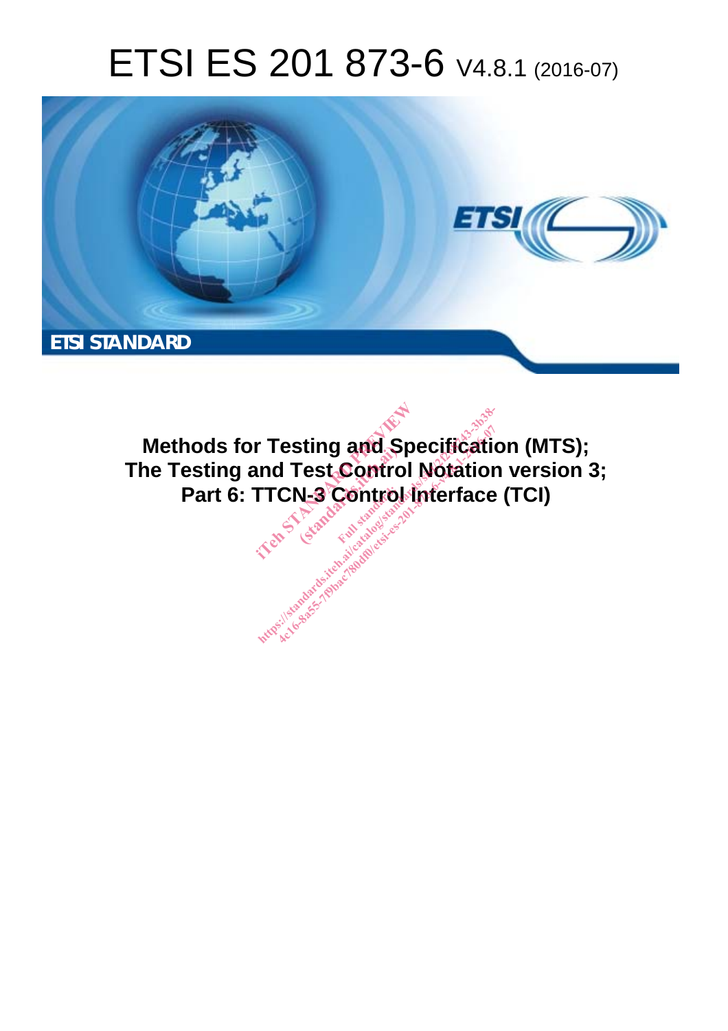# ETSI ES 201 873-6 V4.8.1 (2016-07)

**ETSI STANDARD**

**Methods for Testing and Specification (MTS); The Testing and Test Control Notation version 3; Part 6: TTCN-3 Control Interface (TCI)**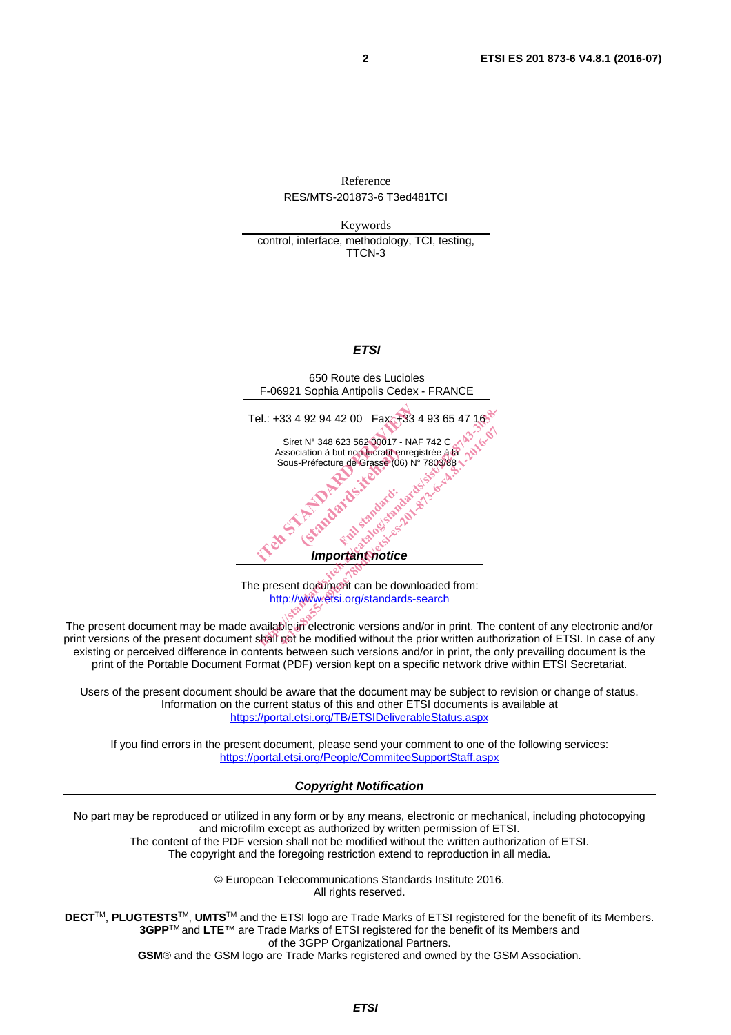Reference

RES/MTS-201873-6 T3ed481TCI

Keywords

control, interface, methodology, TCI, testing, TTCN-3

***ETSI***

650 Route des Lucioles
F-06921 Sophia Antipolis Cedex - FRANCE

Tel.: +33 4 92 94 42 00 Fax: +33 4 93 65 47 16

Siret N° 348 623 562 00017 - NAF 742 C
Association à but non lucratif enregistrée à la
Sous-Préfecture de Grasse (06) N° 7803/88

***Important notice***

The present document can be downloaded from:
http://www.etsi.org/standards-search

The present document may be made available in electronic versions and/or in print. The content of any electronic and/or print versions of the present document shall not be modified without the prior written authorization of ETSI. In case of any existing or perceived difference in contents between such versions and/or in print, the only prevailing document is the print of the Portable Document Format (PDF) version kept on a specific network drive within ETSI Secretariat.

Users of the present document should be aware that the document may be subject to revision or change of status. Information on the current status of this and other ETSI documents is available at
https://portal.etsi.org/TB/ETSIDeliverableStatus.aspx

If you find errors in the present document, please send your comment to one of the following services:
https://portal.etsi.org/People/CommiteeSupportStaff.aspx

***Copyright Notification***

No part may be reproduced or utilized in any form or by any means, electronic or mechanical, including photocopying and microfilm except as authorized by written permission of ETSI.
The content of the PDF version shall not be modified without the written authorization of ETSI.
The copyright and the foregoing restriction extend to reproduction in all media.

© European Telecommunications Standards Institute 2016.
All rights reserved.

**DECT**™, **PLUGTESTS**™, **UMTS**™ and the ETSI logo are Trade Marks of ETSI registered for the benefit of its Members.
**3GPP**™ and **LTE**™ are Trade Marks of ETSI registered for the benefit of its Members and of the 3GPP Organizational Partners.
**GSM**® and the GSM logo are Trade Marks registered and owned by the GSM Association.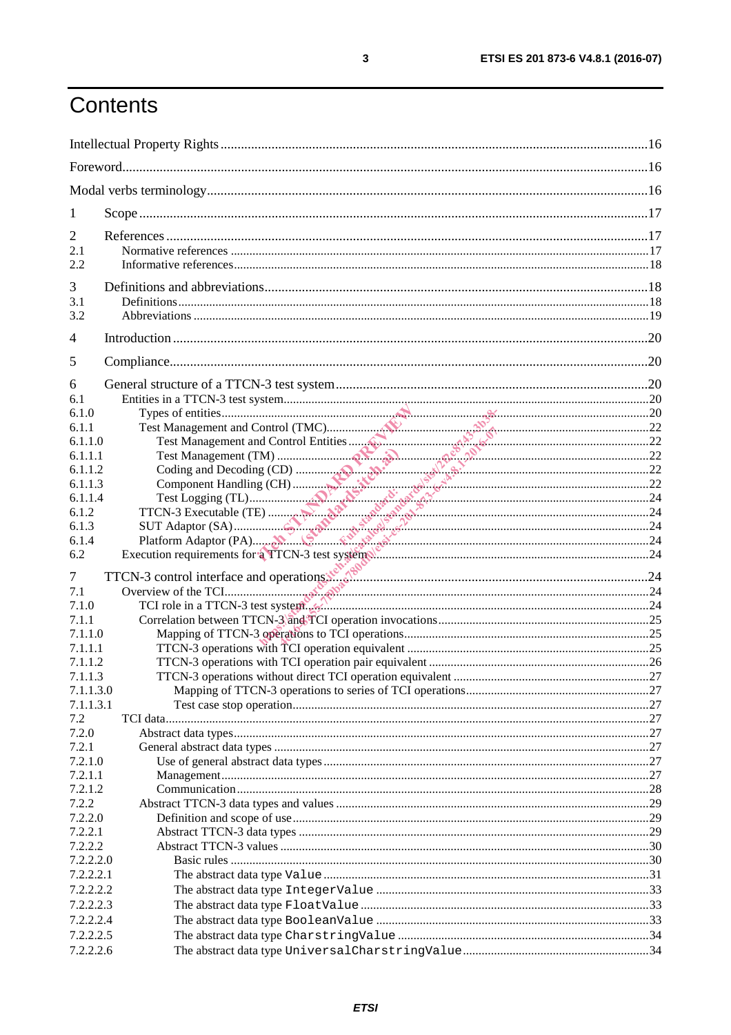# Contents

Intellectual Property Rights ....................................................................................................................16

Foreword.................................................................................................................................................16

Modal verbs terminology.........................................................................................................................16

1 Scope ..................................................................................................................................................17

2 References ..........................................................................................................................................17
2.1 Normative references ......................................................................................................................17
2.2 Informative references.....................................................................................................................18

3 Definitions and abbreviations..............................................................................................................18
3.1 Definitions.......................................................................................................................................18
3.2 Abbreviations ..................................................................................................................................19

4 Introduction ........................................................................................................................................20

5 Compliance.........................................................................................................................................20

6 General structure of a TTCN-3 test system.........................................................................................20
6.1 Entities in a TTCN-3 test system.....................................................................................................20
6.1.0 Types of entities...........................................................................................................................20
6.1.1 Test Management and Control (TMC).........................................................................................22
6.1.1.0 Test Management and Control Entities ....................................................................................22
6.1.1.1 Test Management (TM) ...........................................................................................................22
6.1.1.2 Coding and Decoding (CD) ......................................................................................................22
6.1.1.3 Component Handling (CH) ......................................................................................................22
6.1.1.4 Test Logging (TL).....................................................................................................................24
6.1.2 TTCN-3 Executable (TE) ............................................................................................................24
6.1.3 SUT Adaptor (SA).......................................................................................................................24
6.1.4 Platform Adaptor (PA).................................................................................................................24
6.2 Execution requirements for a TTCN-3 test system.........................................................................24

7 TTCN-3 control interface and operations............................................................................................24
7.1 Overview of the TCI........................................................................................................................24
7.1.0 TCI role in a TTCN-3 test system.................................................................................................24
7.1.1 Correlation between TTCN-3 and TCI operation invocations......................................................25
7.1.1.0 Mapping of TTCN-3 operations to TCI operations...................................................................25
7.1.1.1 TTCN-3 operations with TCI operation equivalent ..................................................................25
7.1.1.2 TTCN-3 operations with TCI operation pair equivalent ...........................................................26
7.1.1.3 TTCN-3 operations without direct TCI operation equivalent ...................................................27
7.1.1.3.0 Mapping of TTCN-3 operations to series of TCI operations...................................................27
7.1.1.3.1 Test case stop operation.........................................................................................................27
7.2 TCI data...........................................................................................................................................27
7.2.0 Abstract data types.......................................................................................................................27
7.2.1 General abstract data types ..........................................................................................................27
7.2.1.0 Use of general abstract data types.............................................................................................27
7.2.1.1 Management...............................................................................................................................27
7.2.1.2 Communication..........................................................................................................................28
7.2.2 Abstract TTCN-3 data types and values .......................................................................................29
7.2.2.0 Definition and scope of use........................................................................................................29
7.2.2.1 Abstract TTCN-3 data types .....................................................................................................29
7.2.2.2 Abstract TTCN-3 values ...........................................................................................................30
7.2.2.2.0 Basic rules ...........................................................................................................................30
7.2.2.2.1 The abstract data type `Value` .................................................................................................31
7.2.2.2.2 The abstract data type `IntegerValue` ......................................................................................33
7.2.2.2.3 The abstract data type `FloatValue` .........................................................................................33
7.2.2.2.4 The abstract data type `BooleanValue` .....................................................................................33
7.2.2.2.5 The abstract data type `CharstringValue` ................................................................................34
7.2.2.2.6 The abstract data type `UniversalCharstringValue`...................................................................34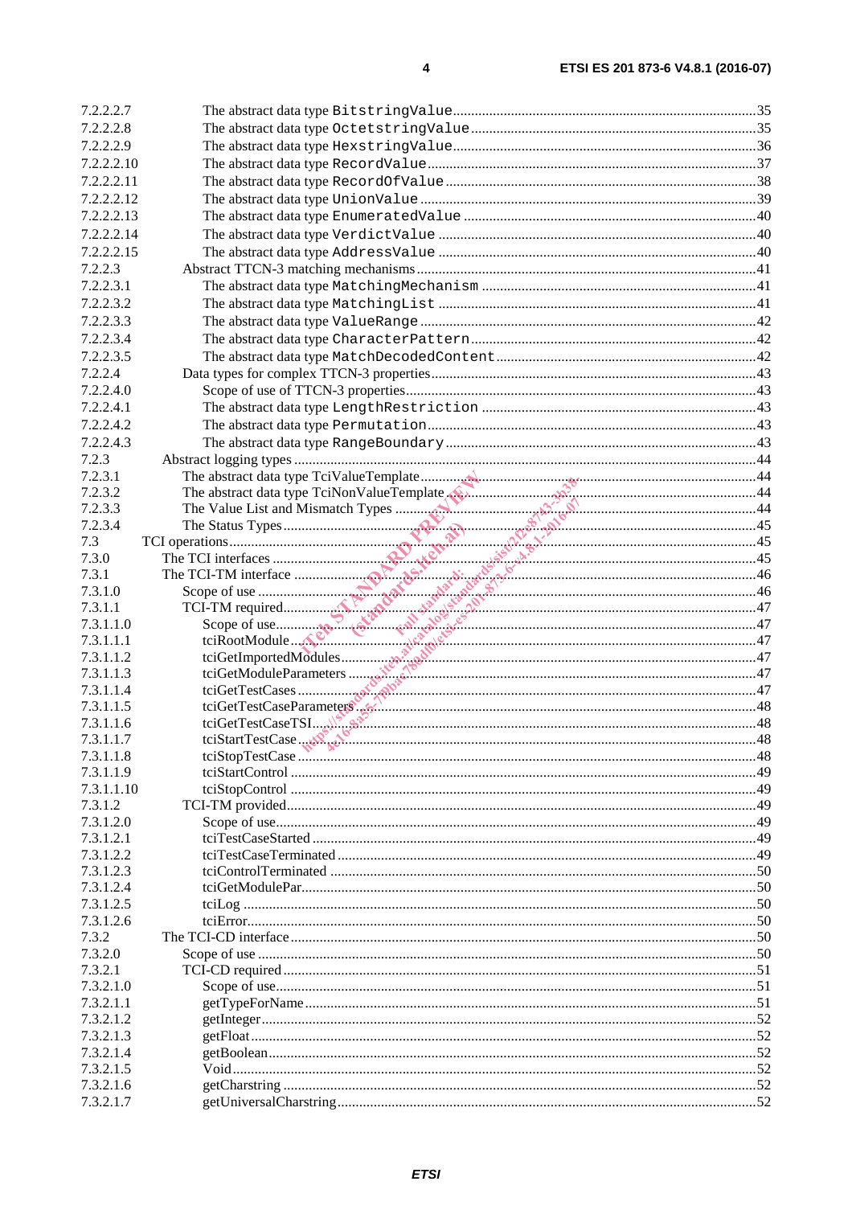7.2.2.2.7 The abstract data type `BitstringValue` ....35
7.2.2.2.8 The abstract data type `OctetstringValue` ....35
7.2.2.2.9 The abstract data type `HexstringValue` ....36
7.2.2.2.10 The abstract data type `RecordValue` ....37
7.2.2.2.11 The abstract data type `RecordOfValue` ....38
7.2.2.2.12 The abstract data type `UnionValue` ....39
7.2.2.2.13 The abstract data type `EnumeratedValue` ....40
7.2.2.2.14 The abstract data type `VerdictValue` ....40
7.2.2.2.15 The abstract data type `AddressValue` ....40
7.2.2.3 Abstract TTCN-3 matching mechanisms ....41
7.2.2.3.1 The abstract data type `MatchingMechanism` ....41
7.2.2.3.2 The abstract data type `MatchingList` ....41
7.2.2.3.3 The abstract data type `ValueRange` ....42
7.2.2.3.4 The abstract data type `CharacterPattern` ....42
7.2.2.3.5 The abstract data type `MatchDecodedContent` ....42
7.2.2.4 Data types for complex TTCN-3 properties ....43
7.2.2.4.0 Scope of use of TTCN-3 properties ....43
7.2.2.4.1 The abstract data type `LengthRestriction` ....43
7.2.2.4.2 The abstract data type `Permutation` ....43
7.2.2.4.3 The abstract data type `RangeBoundary` ....43
7.2.3 Abstract logging types ....44
7.2.3.1 The abstract data type TciValueTemplate ....44
7.2.3.2 The abstract data type TciNonValueTemplate ....44
7.2.3.3 The Value List and Mismatch Types ....44
7.2.3.4 The Status Types ....45
7.3 TCI operations ....45
7.3.0 The TCI interfaces ....45
7.3.1 The TCI-TM interface ....46
7.3.1.0 Scope of use ....46
7.3.1.1 TCI-TM required ....47
7.3.1.1.0 Scope of use ....47
7.3.1.1.1 tciRootModule ....47
7.3.1.1.2 tciGetImportedModules ....47
7.3.1.1.3 tciGetModuleParameters ....47
7.3.1.1.4 tciGetTestCases ....47
7.3.1.1.5 tciGetTestCaseParameters ....48
7.3.1.1.6 tciGetTestCaseTSI ....48
7.3.1.1.7 tciStartTestCase ....48
7.3.1.1.8 tciStopTestCase ....48
7.3.1.1.9 tciStartControl ....49
7.3.1.1.10 tciStopControl ....49
7.3.1.2 TCI-TM provided ....49
7.3.1.2.0 Scope of use ....49
7.3.1.2.1 tciTestCaseStarted ....49
7.3.1.2.2 tciTestCaseTerminated ....49
7.3.1.2.3 tciControlTerminated ....50
7.3.1.2.4 tciGetModulePar ....50
7.3.1.2.5 tciLog ....50
7.3.1.2.6 tciError ....50
7.3.2 The TCI-CD interface ....50
7.3.2.0 Scope of use ....50
7.3.2.1 TCI-CD required ....51
7.3.2.1.0 Scope of use ....51
7.3.2.1.1 getTypeForName ....51
7.3.2.1.2 getInteger ....52
7.3.2.1.3 getFloat ....52
7.3.2.1.4 getBoolean ....52
7.3.2.1.5 Void ....52
7.3.2.1.6 getCharstring ....52
7.3.2.1.7 getUniversalCharstring ....52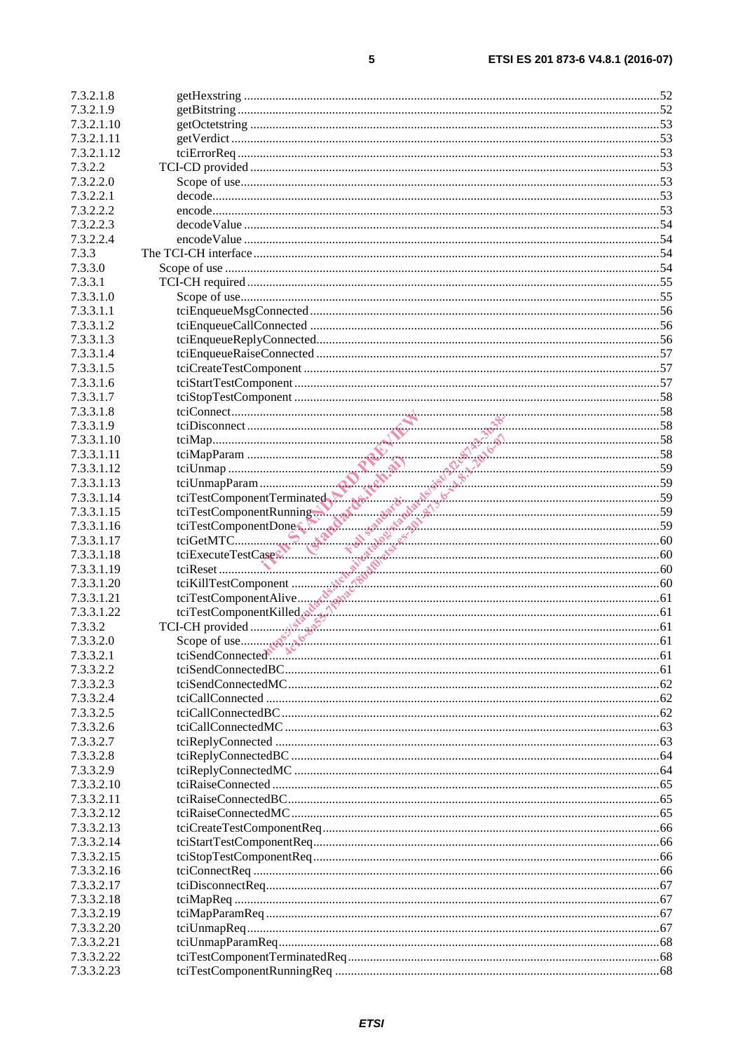7.3.2.1.8 getHexstring ....................................................................................................................................52
7.3.2.1.9 getBitstring .....................................................................................................................................52
7.3.2.1.10 getOctetstring ..................................................................................................................................53
7.3.2.1.11 getVerdict ........................................................................................................................................53
7.3.2.1.12 tciErrorReq .....................................................................................................................................53
7.3.2.2 TCI-CD provided ..................................................................................................................................53
7.3.2.2.0 Scope of use.....................................................................................................................................53
7.3.2.2.1 decode..............................................................................................................................................53
7.3.2.2.2 encode..............................................................................................................................................53
7.3.2.2.3 decodeValue ....................................................................................................................................54
7.3.2.2.4 encodeValue ....................................................................................................................................54
7.3.3 The TCI-CH interface ................................................................................................................................54
7.3.3.0 Scope of use .........................................................................................................................................54
7.3.3.1 TCI-CH required ..................................................................................................................................55
7.3.3.1.0 Scope of use.....................................................................................................................................55
7.3.3.1.1 tciEnqueueMsgConnected ...............................................................................................................56
7.3.3.1.2 tciEnqueueCallConnected ...............................................................................................................56
7.3.3.1.3 tciEnqueueReplyConnected.............................................................................................................56
7.3.3.1.4 tciEnqueueRaiseConnected .............................................................................................................57
7.3.3.1.5 tciCreateTestComponent .................................................................................................................57
7.3.3.1.6 tciStartTestComponent ....................................................................................................................57
7.3.3.1.7 tciStopTestComponent ....................................................................................................................58
7.3.3.1.8 tciConnect........................................................................................................................................58
7.3.3.1.9 tciDisconnect ...................................................................................................................................58
7.3.3.1.10 tciMap..............................................................................................................................................58
7.3.3.1.11 tciMapParam ...................................................................................................................................58
7.3.3.1.12 tciUnmap .........................................................................................................................................59
7.3.3.1.13 tciUnmapParam ...............................................................................................................................59
7.3.3.1.14 tciTestComponentTerminated ..........................................................................................................59
7.3.3.1.15 tciTestComponentRunning ...............................................................................................................59
7.3.3.1.16 tciTestComponentDone ....................................................................................................................59
7.3.3.1.17 tciGetMTC........................................................................................................................................60
7.3.3.1.18 tciExecuteTestCase...........................................................................................................................60
7.3.3.1.19 tciReset .............................................................................................................................................60
7.3.3.1.20 tciKillTestComponent ......................................................................................................................60
7.3.3.1.21 tciTestComponentAlive....................................................................................................................61
7.3.3.1.22 tciTestComponentKilled...................................................................................................................61
7.3.3.2 TCI-CH provided ..................................................................................................................................61
7.3.3.2.0 Scope of use.....................................................................................................................................61
7.3.3.2.1 tciSendConnected.............................................................................................................................61
7.3.3.2.2 tciSendConnectedBC........................................................................................................................61
7.3.3.2.3 tciSendConnectedMC.......................................................................................................................62
7.3.3.2.4 tciCallConnected .............................................................................................................................62
7.3.3.2.5 tciCallConnectedBC.........................................................................................................................62
7.3.3.2.6 tciCallConnectedMC........................................................................................................................63
7.3.3.2.7 tciReplyConnected ..........................................................................................................................63
7.3.3.2.8 tciReplyConnectedBC .....................................................................................................................64
7.3.3.2.9 tciReplyConnectedMC .....................................................................................................................64
7.3.3.2.10 tciRaiseConnected ...........................................................................................................................65
7.3.3.2.11 tciRaiseConnectedBC.......................................................................................................................65
7.3.3.2.12 tciRaiseConnectedMC .....................................................................................................................65
7.3.3.2.13 tciCreateTestComponentReq............................................................................................................66
7.3.3.2.14 tciStartTestComponentReq...............................................................................................................66
7.3.3.2.15 tciStopTestComponentReq...............................................................................................................66
7.3.3.2.16 tciConnectReq .................................................................................................................................66
7.3.3.2.17 tciDisconnectReq.............................................................................................................................67
7.3.3.2.18 tciMapReq .......................................................................................................................................67
7.3.3.2.19 tciMapParamReq .............................................................................................................................67
7.3.3.2.20 tciUnmapReq ...................................................................................................................................67
7.3.3.2.21 tciUnmapParamReq.........................................................................................................................68
7.3.3.2.22 tciTestComponentTerminatedReq....................................................................................................68
7.3.3.2.23 tciTestComponentRunningReq .......................................................................................................68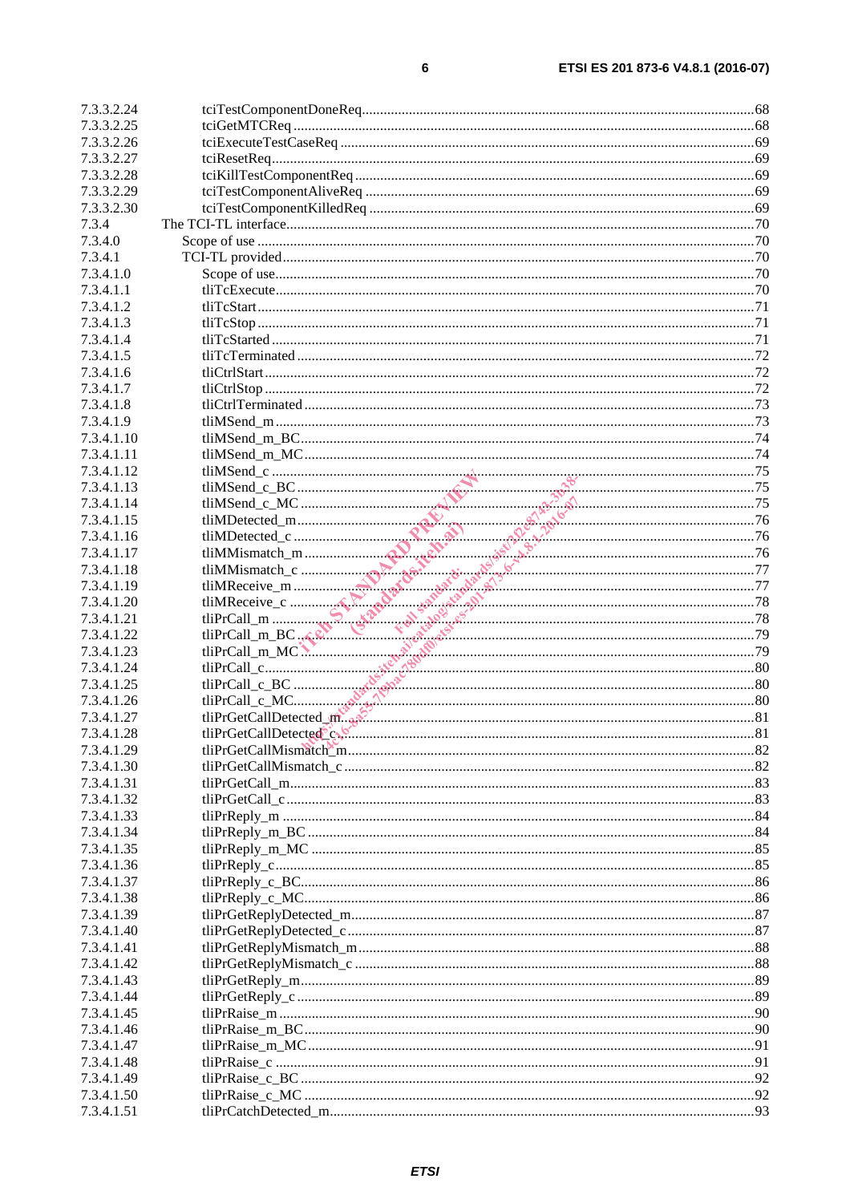7.3.3.2.24 tciTestComponentDoneReq ...................................................................................... 68
7.3.3.2.25 tciGetMTCReq ...................................................................................... 68
7.3.3.2.26 tciExecuteTestCaseReq ...................................................................................... 69
7.3.3.2.27 tciResetReq ...................................................................................... 69
7.3.3.2.28 tciKillTestComponentReq ...................................................................................... 69
7.3.3.2.29 tciTestComponentAliveReq ...................................................................................... 69
7.3.3.2.30 tciTestComponentKilledReq ...................................................................................... 69
7.3.4 The TCI-TL interface ...................................................................................... 70
7.3.4.0 Scope of use ...................................................................................... 70
7.3.4.1 TCI-TL provided ...................................................................................... 70
7.3.4.1.0 Scope of use ...................................................................................... 70
7.3.4.1.1 tliTcExecute ...................................................................................... 70
7.3.4.1.2 tliTcStart ...................................................................................... 71
7.3.4.1.3 tliTcStop ...................................................................................... 71
7.3.4.1.4 tliTcStarted ...................................................................................... 71
7.3.4.1.5 tliTcTerminated ...................................................................................... 72
7.3.4.1.6 tliCtrlStart ...................................................................................... 72
7.3.4.1.7 tliCtrlStop ...................................................................................... 72
7.3.4.1.8 tliCtrlTerminated ...................................................................................... 73
7.3.4.1.9 tliMSend_m ...................................................................................... 73
7.3.4.1.10 tliMSend_m_BC ...................................................................................... 74
7.3.4.1.11 tliMSend_m_MC ...................................................................................... 74
7.3.4.1.12 tliMSend_c ...................................................................................... 75
7.3.4.1.13 tliMSend_c_BC ...................................................................................... 75
7.3.4.1.14 tliMSend_c_MC ...................................................................................... 75
7.3.4.1.15 tliMDetected_m ...................................................................................... 76
7.3.4.1.16 tliMDetected_c ...................................................................................... 76
7.3.4.1.17 tliMMismatch_m ...................................................................................... 76
7.3.4.1.18 tliMMismatch_c ...................................................................................... 77
7.3.4.1.19 tliMReceive_m ...................................................................................... 77
7.3.4.1.20 tliMReceive_c ...................................................................................... 78
7.3.4.1.21 tliPrCall_m ...................................................................................... 78
7.3.4.1.22 tliPrCall_m_BC ...................................................................................... 79
7.3.4.1.23 tliPrCall_m_MC ...................................................................................... 79
7.3.4.1.24 tliPrCall_c ...................................................................................... 80
7.3.4.1.25 tliPrCall_c_BC ...................................................................................... 80
7.3.4.1.26 tliPrCall_c_MC ...................................................................................... 80
7.3.4.1.27 tliPrGetCallDetected_m ...................................................................................... 81
7.3.4.1.28 tliPrGetCallDetected_c ...................................................................................... 81
7.3.4.1.29 tliPrGetCallMismatch_m ...................................................................................... 82
7.3.4.1.30 tliPrGetCallMismatch_c ...................................................................................... 82
7.3.4.1.31 tliPrGetCall_m ...................................................................................... 83
7.3.4.1.32 tliPrGetCall_c ...................................................................................... 83
7.3.4.1.33 tliPrReply_m ...................................................................................... 84
7.3.4.1.34 tliPrReply_m_BC ...................................................................................... 84
7.3.4.1.35 tliPrReply_m_MC ...................................................................................... 85
7.3.4.1.36 tliPrReply_c ...................................................................................... 85
7.3.4.1.37 tliPrReply_c_BC ...................................................................................... 86
7.3.4.1.38 tliPrReply_c_MC ...................................................................................... 86
7.3.4.1.39 tliPrGetReplyDetected_m ...................................................................................... 87
7.3.4.1.40 tliPrGetReplyDetected_c ...................................................................................... 87
7.3.4.1.41 tliPrGetReplyMismatch_m ...................................................................................... 88
7.3.4.1.42 tliPrGetReplyMismatch_c ...................................................................................... 88
7.3.4.1.43 tliPrGetReply_m ...................................................................................... 89
7.3.4.1.44 tliPrGetReply_c ...................................................................................... 89
7.3.4.1.45 tliPrRaise_m ...................................................................................... 90
7.3.4.1.46 tliPrRaise_m_BC ...................................................................................... 90
7.3.4.1.47 tliPrRaise_m_MC ...................................................................................... 91
7.3.4.1.48 tliPrRaise_c ...................................................................................... 91
7.3.4.1.49 tliPrRaise_c_BC ...................................................................................... 92
7.3.4.1.50 tliPrRaise_c_MC ...................................................................................... 92
7.3.4.1.51 tliPrCatchDetected_m ...................................................................................... 93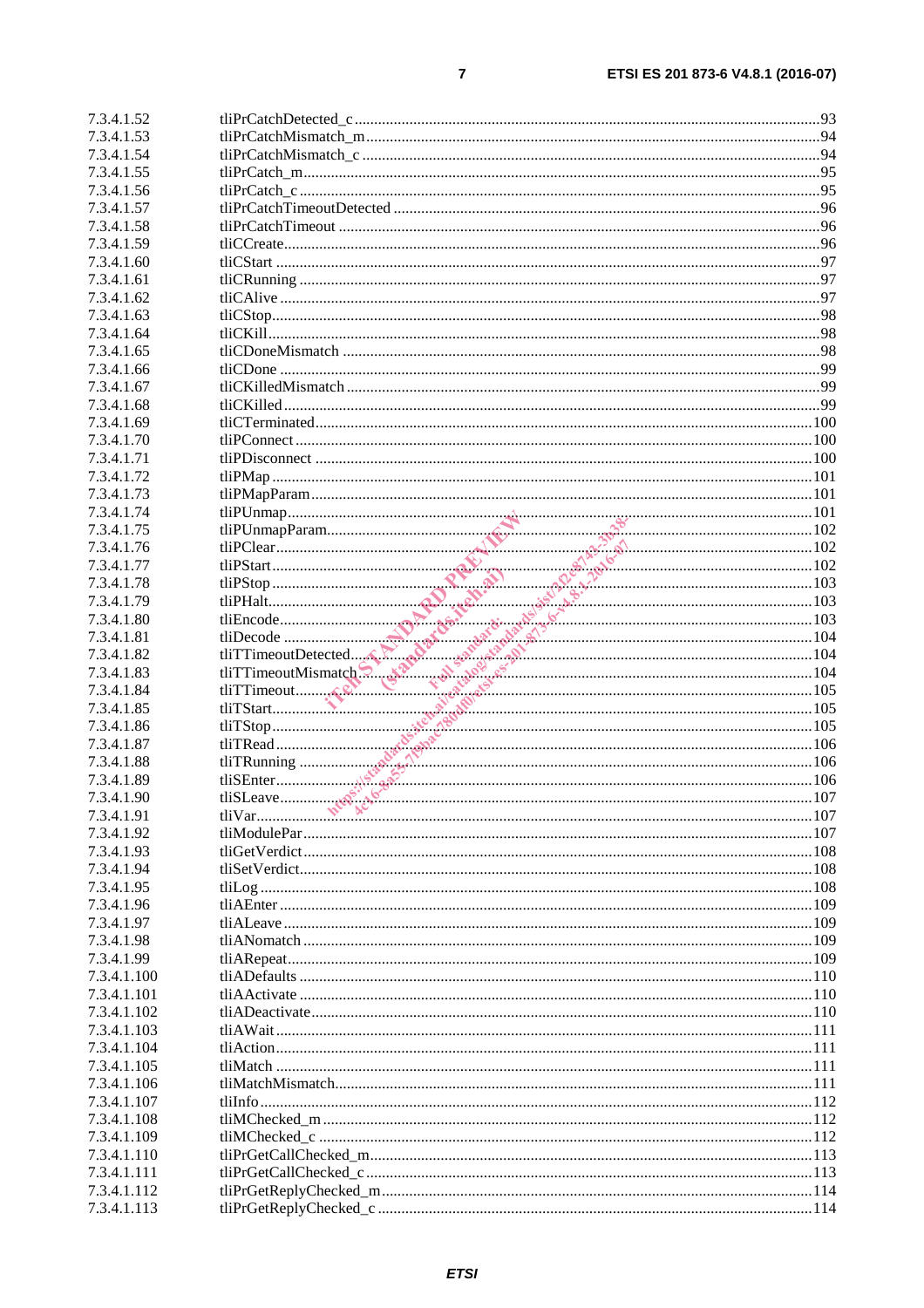7.3.4.1.52 tliPrCatchDetected_c ....93
7.3.4.1.53 tliPrCatchMismatch_m ....94
7.3.4.1.54 tliPrCatchMismatch_c ....94
7.3.4.1.55 tliPrCatch_m ....95
7.3.4.1.56 tliPrCatch_c ....95
7.3.4.1.57 tliPrCatchTimeoutDetected ....96
7.3.4.1.58 tliPrCatchTimeout ....96
7.3.4.1.59 tliCCreate ....96
7.3.4.1.60 tliCStart ....97
7.3.4.1.61 tliCRunning ....97
7.3.4.1.62 tliCAlive ....97
7.3.4.1.63 tliCStop ....98
7.3.4.1.64 tliCKill ....98
7.3.4.1.65 tliCDoneMismatch ....98
7.3.4.1.66 tliCDone ....99
7.3.4.1.67 tliCKilledMismatch ....99
7.3.4.1.68 tliCKilled ....99
7.3.4.1.69 tliCTerminated ....100
7.3.4.1.70 tliPConnect ....100
7.3.4.1.71 tliPDisconnect ....100
7.3.4.1.72 tliPMap ....101
7.3.4.1.73 tliPMapParam ....101
7.3.4.1.74 tliPUnmap ....101
7.3.4.1.75 tliPUnmapParam ....102
7.3.4.1.76 tliPClear ....102
7.3.4.1.77 tliPStart ....102
7.3.4.1.78 tliPStop ....103
7.3.4.1.79 tliPHalt ....103
7.3.4.1.80 tliEncode ....103
7.3.4.1.81 tliDecode ....104
7.3.4.1.82 tliTTimeoutDetected ....104
7.3.4.1.83 tliTTimeoutMismatch ....104
7.3.4.1.84 tliTTimeout ....105
7.3.4.1.85 tliTStart ....105
7.3.4.1.86 tliTStop ....105
7.3.4.1.87 tliTRead ....106
7.3.4.1.88 tliTRunning ....106
7.3.4.1.89 tliSEnter ....106
7.3.4.1.90 tliSLeave ....107
7.3.4.1.91 tliVar ....107
7.3.4.1.92 tliModulePar ....107
7.3.4.1.93 tliGetVerdict ....108
7.3.4.1.94 tliSetVerdict ....108
7.3.4.1.95 tliLog ....108
7.3.4.1.96 tliAEnter ....109
7.3.4.1.97 tliALeave ....109
7.3.4.1.98 tliANomatch ....109
7.3.4.1.99 tliARepeat ....109
7.3.4.1.100 tliADefaults ....110
7.3.4.1.101 tliAActivate ....110
7.3.4.1.102 tliADeactivate ....110
7.3.4.1.103 tliAWait ....111
7.3.4.1.104 tliAction ....111
7.3.4.1.105 tliMatch ....111
7.3.4.1.106 tliMatchMismatch ....111
7.3.4.1.107 tliInfo ....112
7.3.4.1.108 tliMChecked_m ....112
7.3.4.1.109 tliMChecked_c ....112
7.3.4.1.110 tliPrGetCallChecked_m ....113
7.3.4.1.111 tliPrGetCallChecked_c ....113
7.3.4.1.112 tliPrGetReplyChecked_m ....114
7.3.4.1.113 tliPrGetReplyChecked_c ....114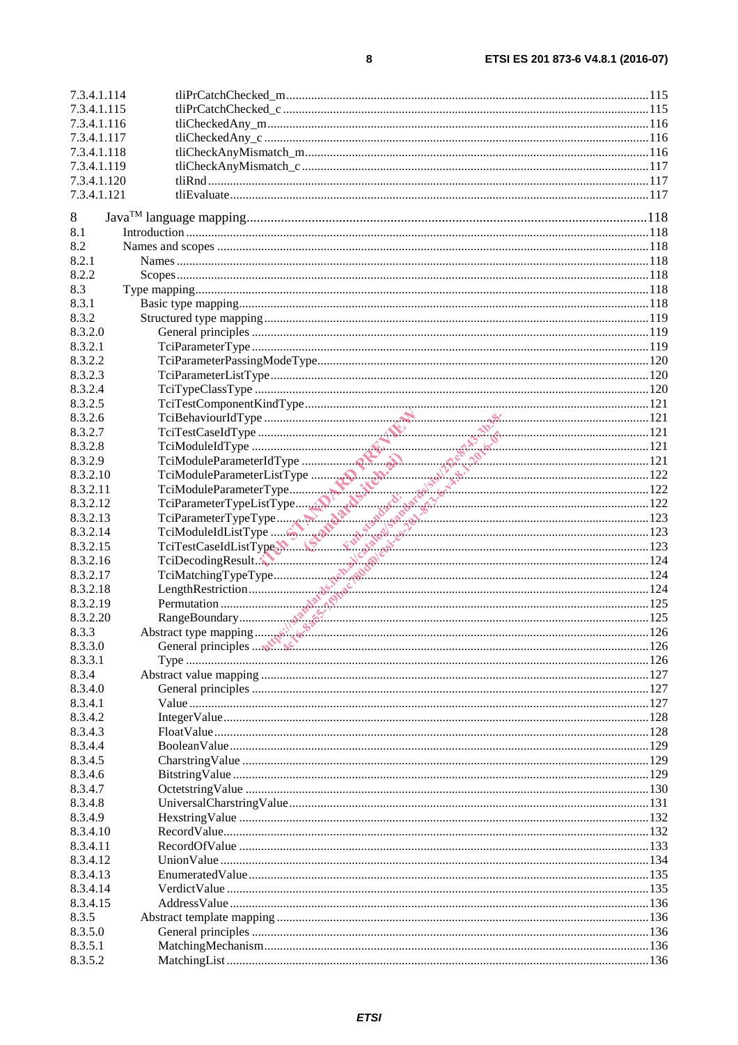7.3.4.1.114 tliPrCatchChecked_m ........................................................................................................ 115
7.3.4.1.115 tliPrCatchChecked_c ......................................................................................................... 115
7.3.4.1.116 tliCheckedAny_m .............................................................................................................. 116
7.3.4.1.117 tliCheckedAny_c ............................................................................................................... 116
7.3.4.1.118 tliCheckAnyMismatch_m .................................................................................................. 116
7.3.4.1.119 tliCheckAnyMismatch_c ................................................................................................... 117
7.3.4.1.120 tliRnd ................................................................................................................................. 117
7.3.4.1.121 tliEvaluate .......................................................................................................................... 117

8 Java™ language mapping ................................................................................................................ 118
8.1 Introduction ................................................................................................................................. 118
8.2 Names and scopes ....................................................................................................................... 118
8.2.1 Names .................................................................................................................................... 118
8.2.2 Scopes .................................................................................................................................... 118
8.3 Type mapping .............................................................................................................................. 118
8.3.1 Basic type mapping ................................................................................................................ 118
8.3.2 Structured type mapping ........................................................................................................ 119
8.3.2.0 General principles ............................................................................................................. 119
8.3.2.1 TciParameterType ............................................................................................................. 119
8.3.2.2 TciParameterPassingModeType ........................................................................................ 120
8.3.2.3 TciParameterListType ....................................................................................................... 120
8.3.2.4 TciTypeClassType ............................................................................................................ 120
8.3.2.5 TciTestComponentKindType ............................................................................................ 121
8.3.2.6 TciBehaviourIdType ......................................................................................................... 121
8.3.2.7 TciTestCaseIdType ........................................................................................................... 121
8.3.2.8 TciModuleIdType ............................................................................................................. 121
8.3.2.9 TciModuleParameterIdType .............................................................................................. 121
8.3.2.10 TciModuleParameterListType ........................................................................................... 122
8.3.2.11 TciModuleParameterType ................................................................................................. 122
8.3.2.12 TciParameterTypeListType ............................................................................................... 122
8.3.2.13 TciParameterTypeType ..................................................................................................... 123
8.3.2.14 TciModuleIdListType ....................................................................................................... 123
8.3.2.15 TciTestCaseIdListType ..................................................................................................... 123
8.3.2.16 TciDecodingResult ............................................................................................................ 124
8.3.2.17 TciMatchingTypeType ...................................................................................................... 124
8.3.2.18 LengthRestriction .............................................................................................................. 124
8.3.2.19 Permutation ....................................................................................................................... 125
8.3.2.20 RangeBoundary ................................................................................................................. 125
8.3.3 Abstract type mapping ............................................................................................................ 126
8.3.3.0 General principles ............................................................................................................. 126
8.3.3.1 Type .................................................................................................................................. 126
8.3.4 Abstract value mapping .......................................................................................................... 127
8.3.4.0 General principles ............................................................................................................. 127
8.3.4.1 Value ................................................................................................................................. 127
8.3.4.2 IntegerValue ...................................................................................................................... 128
8.3.4.3 FloatValue ......................................................................................................................... 128
8.3.4.4 BooleanValue .................................................................................................................... 129
8.3.4.5 CharstringValue ................................................................................................................ 129
8.3.4.6 BitstringValue ................................................................................................................... 129
8.3.4.7 OctetstringValue ............................................................................................................... 130
8.3.4.8 UniversalCharstringValue ................................................................................................. 131
8.3.4.9 HexstringValue ................................................................................................................. 132
8.3.4.10 RecordValue ..................................................................................................................... 132
8.3.4.11 RecordOfValue ................................................................................................................. 133
8.3.4.12 UnionValue ....................................................................................................................... 134
8.3.4.13 EnumeratedValue .............................................................................................................. 135
8.3.4.14 VerdictValue ..................................................................................................................... 135
8.3.4.15 AddressValue .................................................................................................................... 136
8.3.5 Abstract template mapping ..................................................................................................... 136
8.3.5.0 General principles ............................................................................................................. 136
8.3.5.1 MatchingMechanism ......................................................................................................... 136
8.3.5.2 MatchingList ..................................................................................................................... 136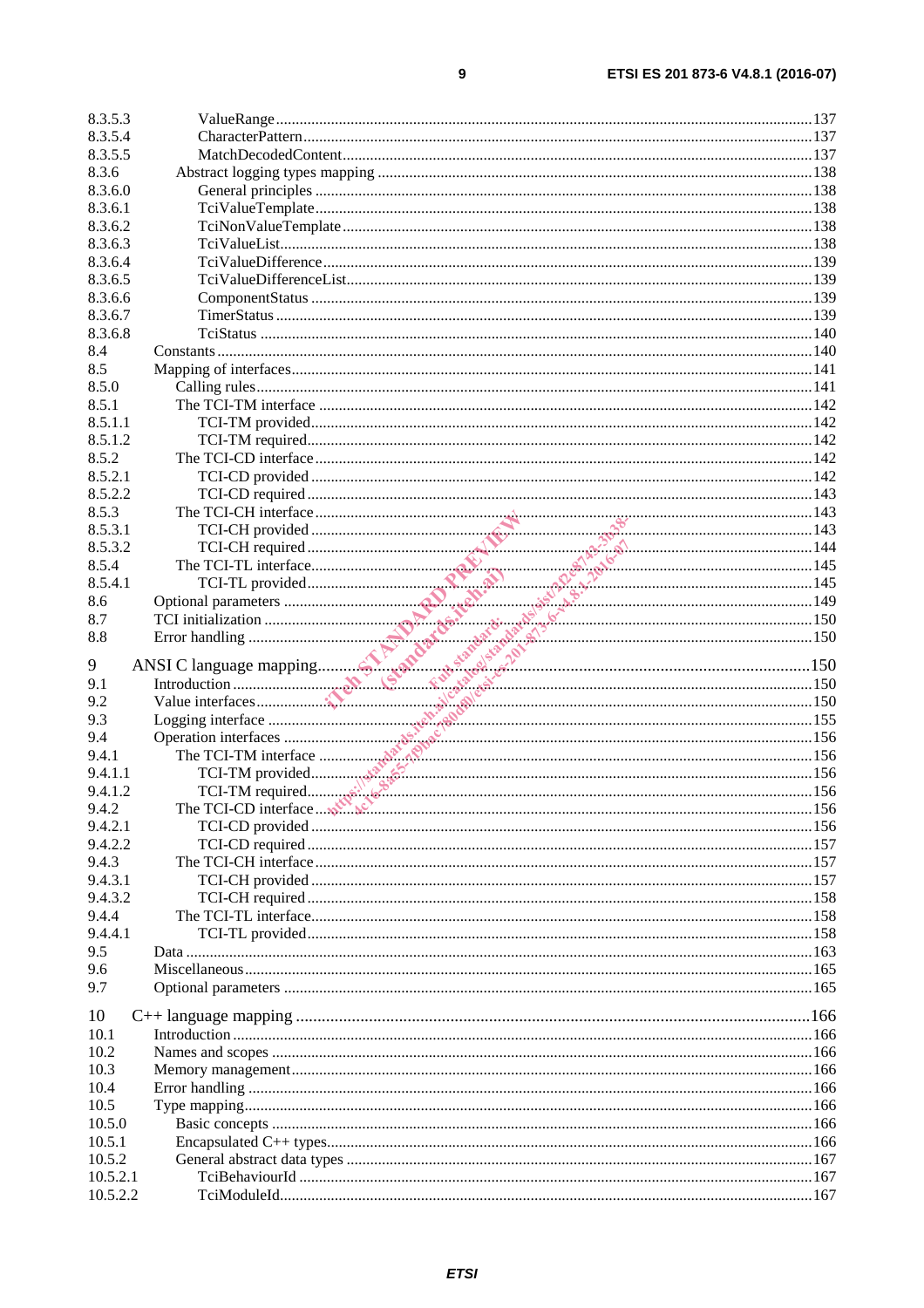8.3.5.3 ValueRange ... 137
8.3.5.4 CharacterPattern ... 137
8.3.5.5 MatchDecodedContent ... 137
8.3.6 Abstract logging types mapping ... 138
8.3.6.0 General principles ... 138
8.3.6.1 TciValueTemplate ... 138
8.3.6.2 TciNonValueTemplate ... 138
8.3.6.3 TciValueList ... 138
8.3.6.4 TciValueDifference ... 139
8.3.6.5 TciValueDifferenceList ... 139
8.3.6.6 ComponentStatus ... 139
8.3.6.7 TimerStatus ... 139
8.3.6.8 TciStatus ... 140
8.4 Constants ... 140
8.5 Mapping of interfaces ... 141
8.5.0 Calling rules ... 141
8.5.1 The TCI-TM interface ... 142
8.5.1.1 TCI-TM provided ... 142
8.5.1.2 TCI-TM required ... 142
8.5.2 The TCI-CD interface ... 142
8.5.2.1 TCI-CD provided ... 142
8.5.2.2 TCI-CD required ... 143
8.5.3 The TCI-CH interface ... 143
8.5.3.1 TCI-CH provided ... 143
8.5.3.2 TCI-CH required ... 144
8.5.4 The TCI-TL interface ... 145
8.5.4.1 TCI-TL provided ... 145
8.6 Optional parameters ... 149
8.7 TCI initialization ... 150
8.8 Error handling ... 150

9 ANSI C language mapping ... 150
9.1 Introduction ... 150
9.2 Value interfaces ... 150
9.3 Logging interface ... 155
9.4 Operation interfaces ... 156
9.4.1 The TCI-TM interface ... 156
9.4.1.1 TCI-TM provided ... 156
9.4.1.2 TCI-TM required ... 156
9.4.2 The TCI-CD interface ... 156
9.4.2.1 TCI-CD provided ... 156
9.4.2.2 TCI-CD required ... 157
9.4.3 The TCI-CH interface ... 157
9.4.3.1 TCI-CH provided ... 157
9.4.3.2 TCI-CH required ... 158
9.4.4 The TCI-TL interface ... 158
9.4.4.1 TCI-TL provided ... 158
9.5 Data ... 163
9.6 Miscellaneous ... 165
9.7 Optional parameters ... 165

10 C++ language mapping ... 166
10.1 Introduction ... 166
10.2 Names and scopes ... 166
10.3 Memory management ... 166
10.4 Error handling ... 166
10.5 Type mapping ... 166
10.5.0 Basic concepts ... 166
10.5.1 Encapsulated C++ types ... 166
10.5.2 General abstract data types ... 167
10.5.2.1 TciBehaviourId ... 167
10.5.2.2 TciModuleId ... 167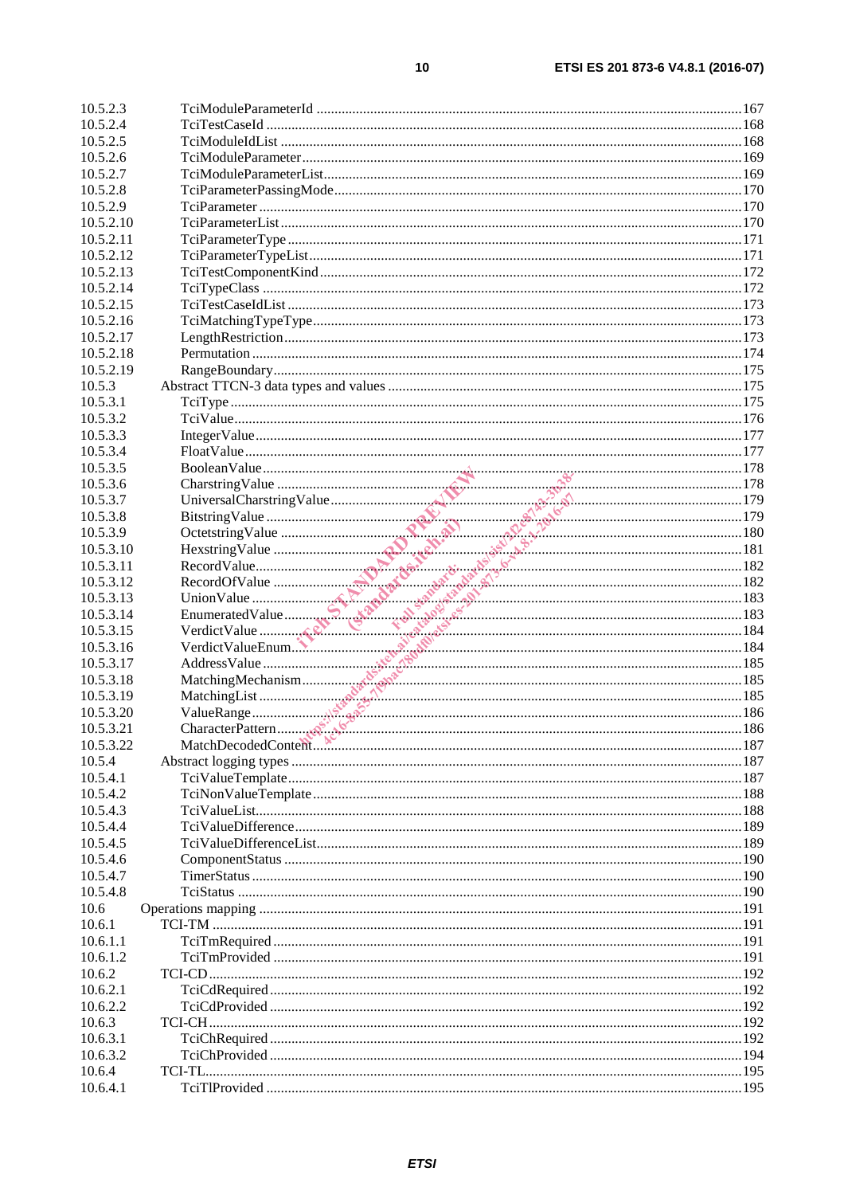10.5.2.3 TciModuleParameterId ....................................................................................................................167
10.5.2.4 TciTestCaseId ..................................................................................................................................168
10.5.2.5 TciModuleIdList ...............................................................................................................................168
10.5.2.6 TciModuleParameter.........................................................................................................................169
10.5.2.7 TciModuleParameterList...................................................................................................................169
10.5.2.8 TciParameterPassingMode................................................................................................................170
10.5.2.9 TciParameter .....................................................................................................................................170
10.5.2.10 TciParameterList...............................................................................................................................170
10.5.2.11 TciParameterType .............................................................................................................................171
10.5.2.12 TciParameterTypeList.......................................................................................................................171
10.5.2.13 TciTestComponentKind....................................................................................................................172
10.5.2.14 TciTypeClass ....................................................................................................................................172
10.5.2.15 TciTestCaseIdList .............................................................................................................................173
10.5.2.16 TciMatchingTypeType......................................................................................................................173
10.5.2.17 LengthRestriction..............................................................................................................................173
10.5.2.18 Permutation .......................................................................................................................................174
10.5.2.19 RangeBoundary.................................................................................................................................175
10.5.3 Abstract TTCN-3 data types and values ..................................................................................................175
10.5.3.1 TciType .............................................................................................................................................175
10.5.3.2 TciValue............................................................................................................................................176
10.5.3.3 IntegerValue......................................................................................................................................177
10.5.3.4 FloatValue.........................................................................................................................................177
10.5.3.5 BooleanValue....................................................................................................................................178
10.5.3.6 CharstringValue ................................................................................................................................178
10.5.3.7 UniversalCharstringValue.................................................................................................................179
10.5.3.8 BitstringValue ...................................................................................................................................179
10.5.3.9 OctetstringValue ...............................................................................................................................180
10.5.3.10 HexstringValue .................................................................................................................................181
10.5.3.11 RecordValue......................................................................................................................................182
10.5.3.12 RecordOfValue .................................................................................................................................182
10.5.3.13 UnionValue .......................................................................................................................................183
10.5.3.14 EnumeratedValue..............................................................................................................................183
10.5.3.15 VerdictValue .....................................................................................................................................184
10.5.3.16 VerdictValueEnum............................................................................................................................184
10.5.3.17 AddressValue ....................................................................................................................................185
10.5.3.18 MatchingMechanism.........................................................................................................................185
10.5.3.19 MatchingList .....................................................................................................................................185
10.5.3.20 ValueRange.......................................................................................................................................186
10.5.3.21 CharacterPattern................................................................................................................................186
10.5.3.22 MatchDecodedContent......................................................................................................................187
10.5.4 Abstract logging types .............................................................................................................................187
10.5.4.1 TciValueTemplate.............................................................................................................................187
10.5.4.2 TciNonValueTemplate......................................................................................................................188
10.5.4.3 TciValueList......................................................................................................................................188
10.5.4.4 TciValueDifference...........................................................................................................................189
10.5.4.5 TciValueDifferenceList.....................................................................................................................189
10.5.4.6 ComponentStatus ..............................................................................................................................190
10.5.4.7 TimerStatus .......................................................................................................................................190
10.5.4.8 TciStatus ...........................................................................................................................................190
10.6 Operations mapping .....................................................................................................................................191
10.6.1 TCI-TM ...................................................................................................................................................191
10.6.1.1 TciTmRequired .................................................................................................................................191
10.6.1.2 TciTmProvided .................................................................................................................................191
10.6.2 TCI-CD....................................................................................................................................................192
10.6.2.1 TciCdRequired..................................................................................................................................192
10.6.2.2 TciCdProvided ..................................................................................................................................192
10.6.3 TCI-CH....................................................................................................................................................192
10.6.3.1 TciChRequired..................................................................................................................................192
10.6.3.2 TciChProvided ..................................................................................................................................194
10.6.4 TCI-TL.....................................................................................................................................................195
10.6.4.1 TciTlProvided ...................................................................................................................................195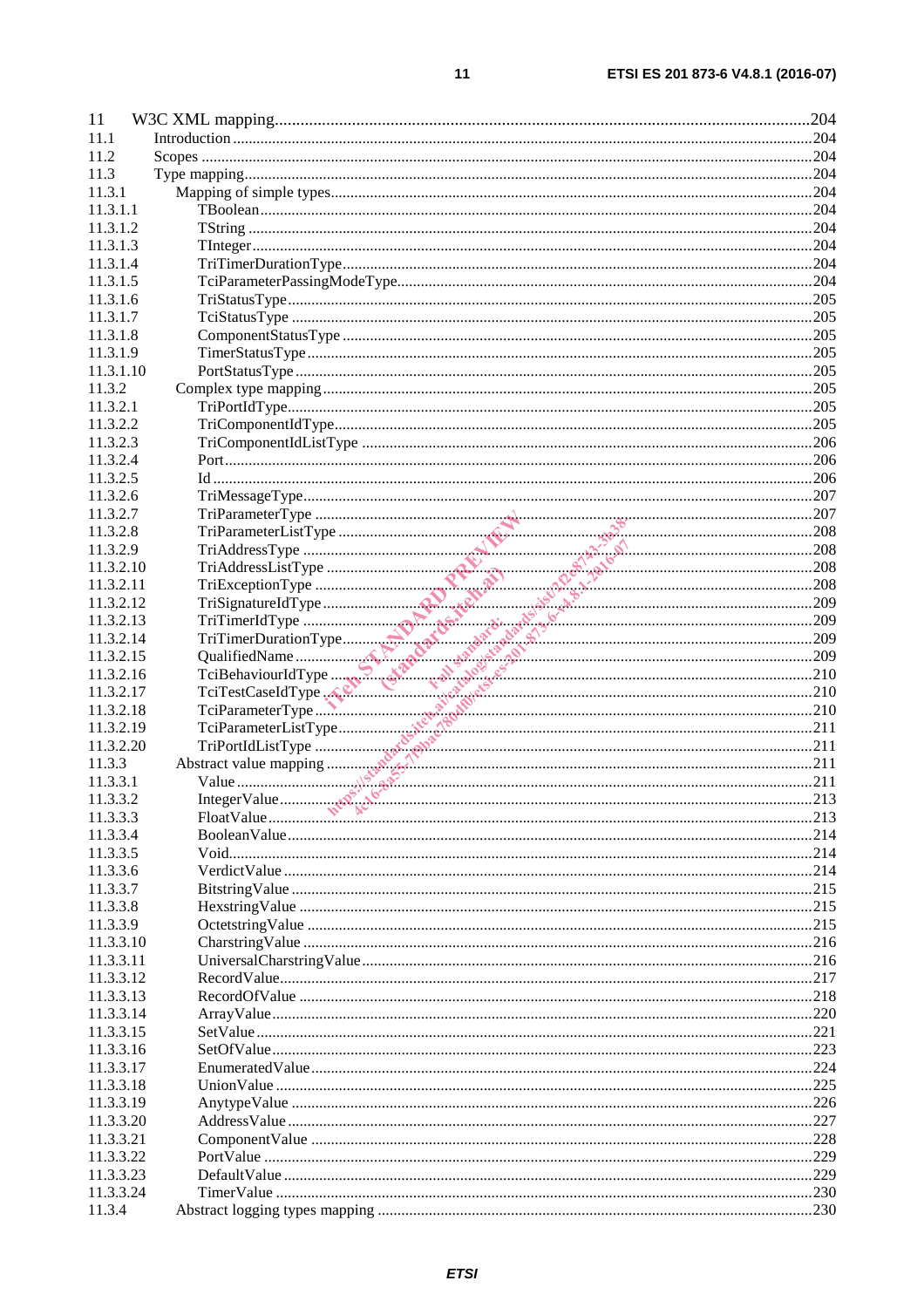11 W3C XML mapping........................................................................................................................204
11.1 Introduction ..................................................................................................................................204
11.2 Scopes .........................................................................................................................................204
11.3 Type mapping...............................................................................................................................204
11.3.1 Mapping of simple types..........................................................................................................204
11.3.1.1 TBoolean ..............................................................................................................................204
11.3.1.2 TString .................................................................................................................................204
11.3.1.3 TInteger................................................................................................................................204
11.3.1.4 TriTimerDurationType.........................................................................................................204
11.3.1.5 TciParameterPassingModeType............................................................................................204
11.3.1.6 TriStatusType .......................................................................................................................205
11.3.1.7 TciStatusType ......................................................................................................................205
11.3.1.8 ComponentStatusType .........................................................................................................205
11.3.1.9 TimerStatusType..................................................................................................................205
11.3.1.10 PortStatusType .....................................................................................................................205
11.3.2 Complex type mapping............................................................................................................205
11.3.2.1 TriPortIdType.......................................................................................................................205
11.3.2.2 TriComponentIdType...........................................................................................................205
11.3.2.3 TriComponentIdListType ....................................................................................................206
11.3.2.4 Port.......................................................................................................................................206
11.3.2.5 Id ..........................................................................................................................................206
11.3.2.6 TriMessageType...................................................................................................................207
11.3.2.7 TriParameterType ................................................................................................................207
11.3.2.8 TriParameterListType ..........................................................................................................208
11.3.2.9 TriAddressType ...................................................................................................................208
11.3.2.10 TriAddressListType .............................................................................................................208
11.3.2.11 TriExceptionType ................................................................................................................208
11.3.2.12 TriSignatureIdType..............................................................................................................209
11.3.2.13 TriTimerIdType ...................................................................................................................209
11.3.2.14 TriTimerDurationType.........................................................................................................209
11.3.2.15 QualifiedName .....................................................................................................................209
11.3.2.16 TciBehaviourIdType ............................................................................................................210
11.3.2.17 TciTestCaseIdType ..............................................................................................................210
11.3.2.18 TciParameterType ................................................................................................................210
11.3.2.19 TciParameterListType..........................................................................................................211
11.3.2.20 TriPortIdListType ................................................................................................................211
11.3.3 Abstract value mapping ...........................................................................................................211
11.3.3.1 Value ....................................................................................................................................211
11.3.3.2 IntegerValue.........................................................................................................................213
11.3.3.3 FloatValue............................................................................................................................213
11.3.3.4 BooleanValue.......................................................................................................................214
11.3.3.5 Void......................................................................................................................................214
11.3.3.6 VerdictValue ........................................................................................................................214
11.3.3.7 BitstringValue ......................................................................................................................215
11.3.3.8 HexstringValue ....................................................................................................................215
11.3.3.9 OctetstringValue ..................................................................................................................215
11.3.3.10 CharstringValue ...................................................................................................................216
11.3.3.11 UniversalCharstringValue....................................................................................................216
11.3.3.12 RecordValue.........................................................................................................................217
11.3.3.13 RecordOfValue ....................................................................................................................218
11.3.3.14 ArrayValue...........................................................................................................................220
11.3.3.15 SetValue...............................................................................................................................221
11.3.3.16 SetOfValue...........................................................................................................................223
11.3.3.17 EnumeratedValue.................................................................................................................224
11.3.3.18 UnionValue ..........................................................................................................................225
11.3.3.19 AnytypeValue ......................................................................................................................226
11.3.3.20 AddressValue .......................................................................................................................227
11.3.3.21 ComponentValue .................................................................................................................228
11.3.3.22 PortValue .............................................................................................................................229
11.3.3.23 DefaultValue ........................................................................................................................229
11.3.3.24 TimerValue ..........................................................................................................................230
11.3.4 Abstract logging types mapping ..............................................................................................230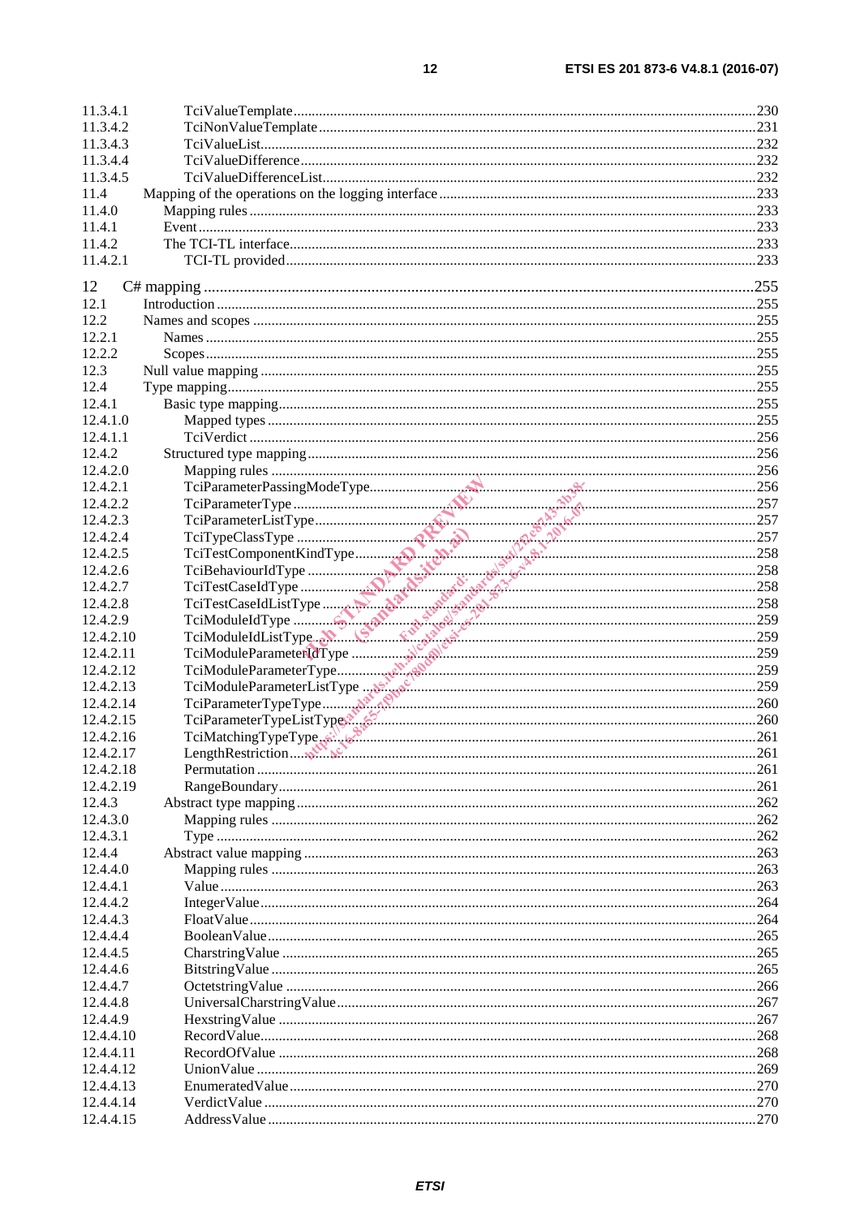11.3.4.1 TciValueTemplate .......................................................... 230
11.3.4.2 TciNonValueTemplate .......................................................... 231
11.3.4.3 TciValueList .......................................................... 232
11.3.4.4 TciValueDifference .......................................................... 232
11.3.4.5 TciValueDifferenceList .......................................................... 232
11.4 Mapping of the operations on the logging interface .......................................................... 233
11.4.0 Mapping rules .......................................................... 233
11.4.1 Event .......................................................... 233
11.4.2 The TCI-TL interface .......................................................... 233
11.4.2.1 TCI-TL provided .......................................................... 233

12 C# mapping .......................................................... 255
12.1 Introduction .......................................................... 255
12.2 Names and scopes .......................................................... 255
12.2.1 Names .......................................................... 255
12.2.2 Scopes .......................................................... 255
12.3 Null value mapping .......................................................... 255
12.4 Type mapping .......................................................... 255
12.4.1 Basic type mapping .......................................................... 255
12.4.1.0 Mapped types .......................................................... 255
12.4.1.1 TciVerdict .......................................................... 256
12.4.2 Structured type mapping .......................................................... 256
12.4.2.0 Mapping rules .......................................................... 256
12.4.2.1 TciParameterPassingModeType .......................................................... 256
12.4.2.2 TciParameterType .......................................................... 257
12.4.2.3 TciParameterListType .......................................................... 257
12.4.2.4 TciTypeClassType .......................................................... 257
12.4.2.5 TciTestComponentKindType .......................................................... 258
12.4.2.6 TciBehaviourIdType .......................................................... 258
12.4.2.7 TciTestCaseIdType .......................................................... 258
12.4.2.8 TciTestCaseIdListType .......................................................... 258
12.4.2.9 TciModuleIdType .......................................................... 259
12.4.2.10 TciModuleIdListType .......................................................... 259
12.4.2.11 TciModuleParameterIdType .......................................................... 259
12.4.2.12 TciModuleParameterType .......................................................... 259
12.4.2.13 TciModuleParameterListType .......................................................... 259
12.4.2.14 TciParameterTypeType .......................................................... 260
12.4.2.15 TciParameterTypeListType .......................................................... 260
12.4.2.16 TciMatchingTypeType .......................................................... 261
12.4.2.17 LengthRestriction .......................................................... 261
12.4.2.18 Permutation .......................................................... 261
12.4.2.19 RangeBoundary .......................................................... 261
12.4.3 Abstract type mapping .......................................................... 262
12.4.3.0 Mapping rules .......................................................... 262
12.4.3.1 Type .......................................................... 262
12.4.4 Abstract value mapping .......................................................... 263
12.4.4.0 Mapping rules .......................................................... 263
12.4.4.1 Value .......................................................... 263
12.4.4.2 IntegerValue .......................................................... 264
12.4.4.3 FloatValue .......................................................... 264
12.4.4.4 BooleanValue .......................................................... 265
12.4.4.5 CharstringValue .......................................................... 265
12.4.4.6 BitstringValue .......................................................... 265
12.4.4.7 OctetstringValue .......................................................... 266
12.4.4.8 UniversalCharstringValue .......................................................... 267
12.4.4.9 HexstringValue .......................................................... 267
12.4.4.10 RecordValue .......................................................... 268
12.4.4.11 RecordOfValue .......................................................... 268
12.4.4.12 UnionValue .......................................................... 269
12.4.4.13 EnumeratedValue .......................................................... 270
12.4.4.14 VerdictValue .......................................................... 270
12.4.4.15 AddressValue .......................................................... 270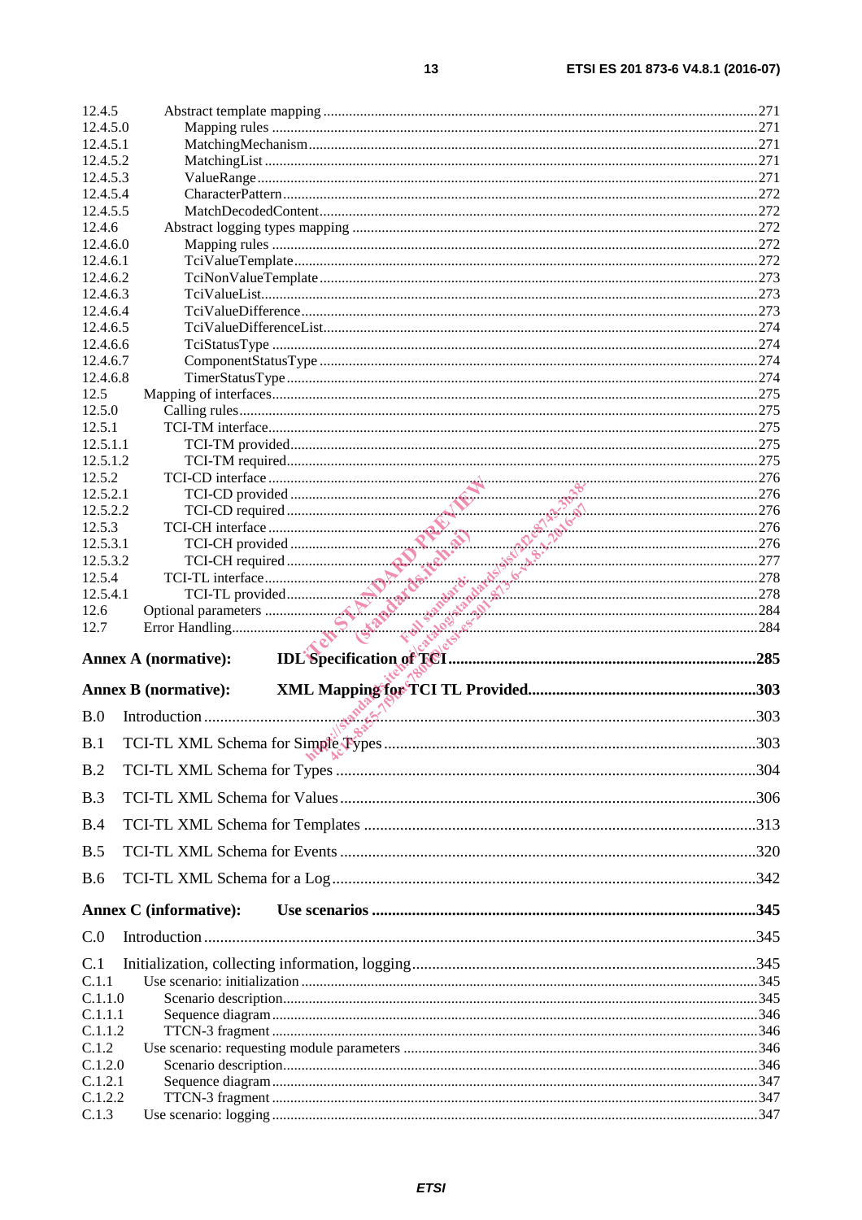12.4.5 Abstract template mapping ....................................................................................................271
12.4.5.0 Mapping rules ....................................................................................................271
12.4.5.1 MatchingMechanism....................................................................................................271
12.4.5.2 MatchingList ....................................................................................................271
12.4.5.3 ValueRange....................................................................................................271
12.4.5.4 CharacterPattern....................................................................................................272
12.4.5.5 MatchDecodedContent....................................................................................................272
12.4.6 Abstract logging types mapping ....................................................................................................272
12.4.6.0 Mapping rules ....................................................................................................272
12.4.6.1 TciValueTemplate....................................................................................................272
12.4.6.2 TciNonValueTemplate....................................................................................................273
12.4.6.3 TciValueList....................................................................................................273
12.4.6.4 TciValueDifference....................................................................................................273
12.4.6.5 TciValueDifferenceList....................................................................................................274
12.4.6.6 TciStatusType ....................................................................................................274
12.4.6.7 ComponentStatusType ....................................................................................................274
12.4.6.8 TimerStatusType....................................................................................................274
12.5 Mapping of interfaces....................................................................................................275
12.5.0 Calling rules....................................................................................................275
12.5.1 TCI-TM interface....................................................................................................275
12.5.1.1 TCI-TM provided....................................................................................................275
12.5.1.2 TCI-TM required....................................................................................................275
12.5.2 TCI-CD interface ....................................................................................................276
12.5.2.1 TCI-CD provided ....................................................................................................276
12.5.2.2 TCI-CD required ....................................................................................................276
12.5.3 TCI-CH interface ....................................................................................................276
12.5.3.1 TCI-CH provided ....................................................................................................276
12.5.3.2 TCI-CH required ....................................................................................................277
12.5.4 TCI-TL interface....................................................................................................278
12.5.4.1 TCI-TL provided....................................................................................................278
12.6 Optional parameters ....................................................................................................284
12.7 Error Handling....................................................................................................284

**Annex A (normative): IDL Specification of TCI ....................................................................................................285**

**Annex B (normative): XML Mapping for TCI TL Provided....................................................................................................303**

B.0 Introduction ....................................................................................................303

B.1 TCI-TL XML Schema for Simple Types ....................................................................................................303

B.2 TCI-TL XML Schema for Types ....................................................................................................304

B.3 TCI-TL XML Schema for Values....................................................................................................306

B.4 TCI-TL XML Schema for Templates ....................................................................................................313

B.5 TCI-TL XML Schema for Events ....................................................................................................320

B.6 TCI-TL XML Schema for a Log....................................................................................................342

**Annex C (informative): Use scenarios ....................................................................................................345**

C.0 Introduction ....................................................................................................345

C.1 Initialization, collecting information, logging....................................................................................................345
C.1.1 Use scenario: initialization ....................................................................................................345
C.1.1.0 Scenario description....................................................................................................345
C.1.1.1 Sequence diagram....................................................................................................346
C.1.1.2 TTCN-3 fragment ....................................................................................................346
C.1.2 Use scenario: requesting module parameters ....................................................................................................346
C.1.2.0 Scenario description....................................................................................................346
C.1.2.1 Sequence diagram....................................................................................................347
C.1.2.2 TTCN-3 fragment ....................................................................................................347
C.1.3 Use scenario: logging ....................................................................................................347